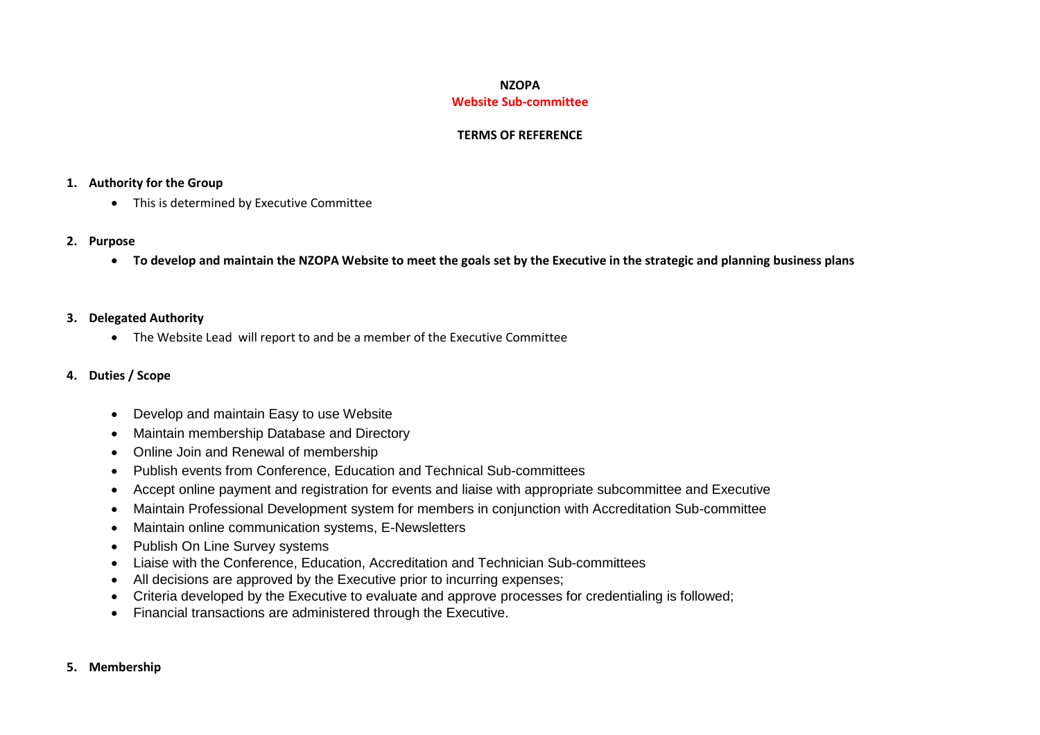# NZOPA

## Website Sub-committee

### TERMS OF REFERENCE

1. **Authority for the Group**
   - This is determined by Executive Committee

2. **Purpose**
   - **To develop and maintain the NZOPA Website to meet the goals set by the Executive in the strategic and planning business plans**

3. **Delegated Authority**
   - The Website Lead will report to and be a member of the Executive Committee

4. **Duties / Scope**
   - Develop and maintain Easy to use Website
   - Maintain membership Database and Directory
   - Online Join and Renewal of membership
   - Publish events from Conference, Education and Technical Sub-committees
   - Accept online payment and registration for events and liaise with appropriate subcommittee and Executive
   - Maintain Professional Development system for members in conjunction with Accreditation Sub-committee
   - Maintain online communication systems, E-Newsletters
   - Publish On Line Survey systems
   - Liaise with the Conference, Education, Accreditation and Technician Sub-committees
   - All decisions are approved by the Executive prior to incurring expenses;
   - Criteria developed by the Executive to evaluate and approve processes for credentialing is followed;
   - Financial transactions are administered through the Executive.

5. **Membership**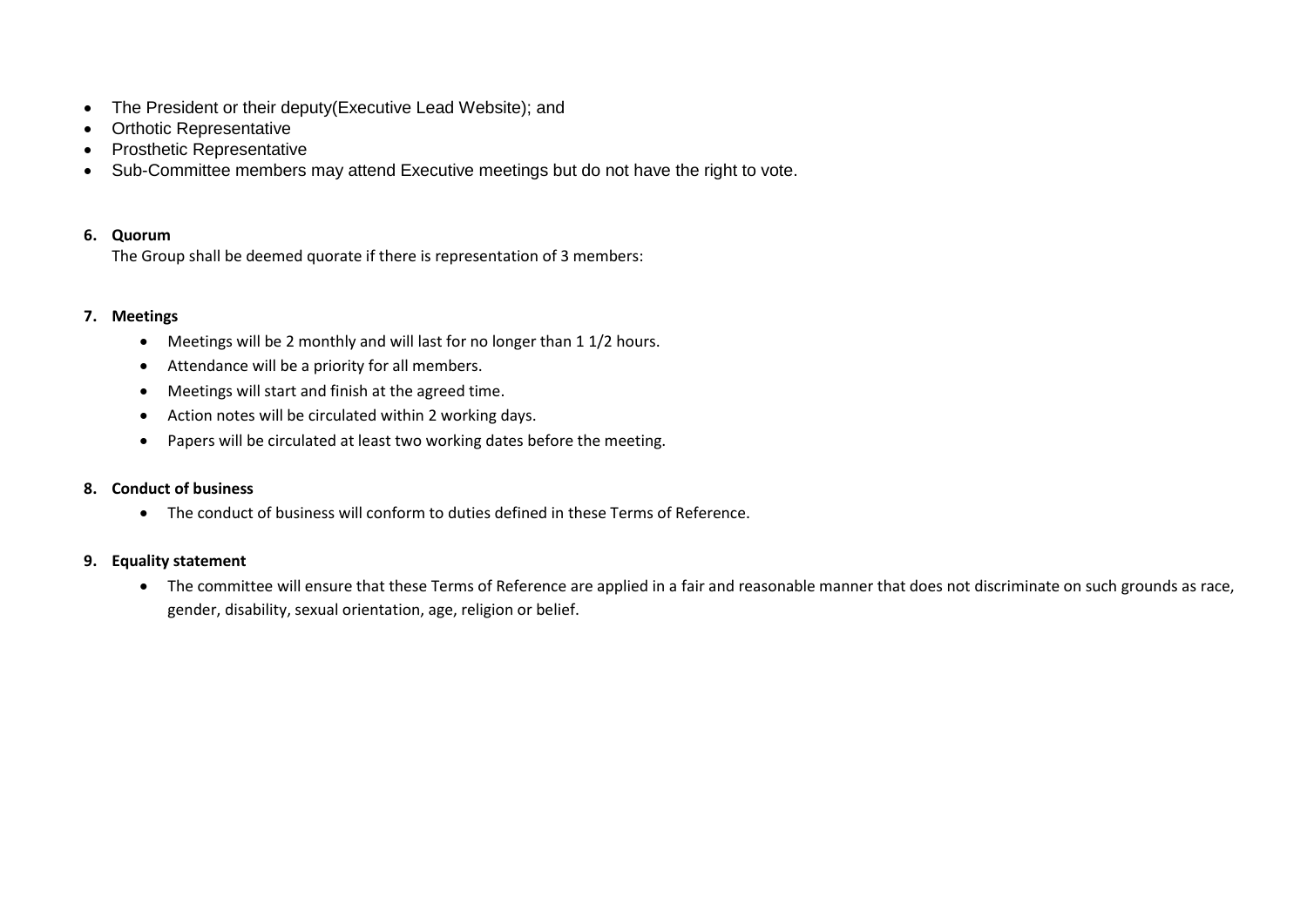- The President or their deputy(Executive Lead Website); and
- Orthotic Representative
- Prosthetic Representative
- Sub-Committee members may attend Executive meetings but do not have the right to vote.

**6. Quorum**

The Group shall be deemed quorate if there is representation of 3 members:

**7. Meetings**

- Meetings will be 2 monthly and will last for no longer than 1 1/2 hours.
- Attendance will be a priority for all members.
- Meetings will start and finish at the agreed time.
- Action notes will be circulated within 2 working days.
- Papers will be circulated at least two working dates before the meeting.

**8. Conduct of business**

- The conduct of business will conform to duties defined in these Terms of Reference.

**9. Equality statement**

- The committee will ensure that these Terms of Reference are applied in a fair and reasonable manner that does not discriminate on such grounds as race, gender, disability, sexual orientation, age, religion or belief.